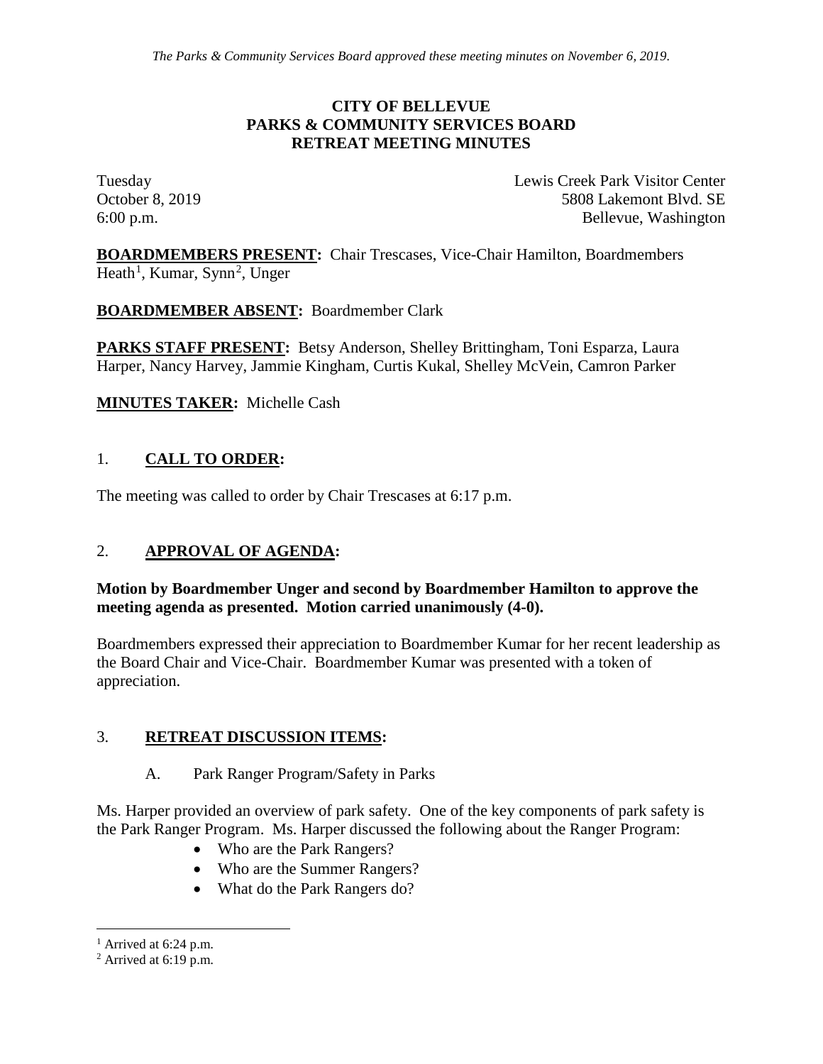*The Parks & Community Services Board approved these meeting minutes on November 6, 2019.*

# CITY OF BELLEVUE
# PARKS & COMMUNITY SERVICES BOARD
# RETREAT MEETING MINUTES

Tuesday
October 8, 2019
6:00 p.m.

Lewis Creek Park Visitor Center
5808 Lakemont Blvd. SE
Bellevue, Washington

**BOARDMEMBERS PRESENT:** Chair Trescases, Vice-Chair Hamilton, Boardmembers Heath[1], Kumar, Synn[2], Unger

**BOARDMEMBER ABSENT:** Boardmember Clark

**PARKS STAFF PRESENT:** Betsy Anderson, Shelley Brittingham, Toni Esparza, Laura Harper, Nancy Harvey, Jammie Kingham, Curtis Kukal, Shelley McVein, Camron Parker

**MINUTES TAKER:** Michelle Cash

## 1. CALL TO ORDER:

The meeting was called to order by Chair Trescases at 6:17 p.m.

## 2. APPROVAL OF AGENDA:

**Motion by Boardmember Unger and second by Boardmember Hamilton to approve the meeting agenda as presented. Motion carried unanimously (4-0).**

Boardmembers expressed their appreciation to Boardmember Kumar for her recent leadership as the Board Chair and Vice-Chair. Boardmember Kumar was presented with a token of appreciation.

## 3. RETREAT DISCUSSION ITEMS:

### A. Park Ranger Program/Safety in Parks

Ms. Harper provided an overview of park safety. One of the key components of park safety is the Park Ranger Program. Ms. Harper discussed the following about the Ranger Program:

- Who are the Park Rangers?
- Who are the Summer Rangers?
- What do the Park Rangers do?

---

[1] Arrived at 6:24 p.m.
[2] Arrived at 6:19 p.m.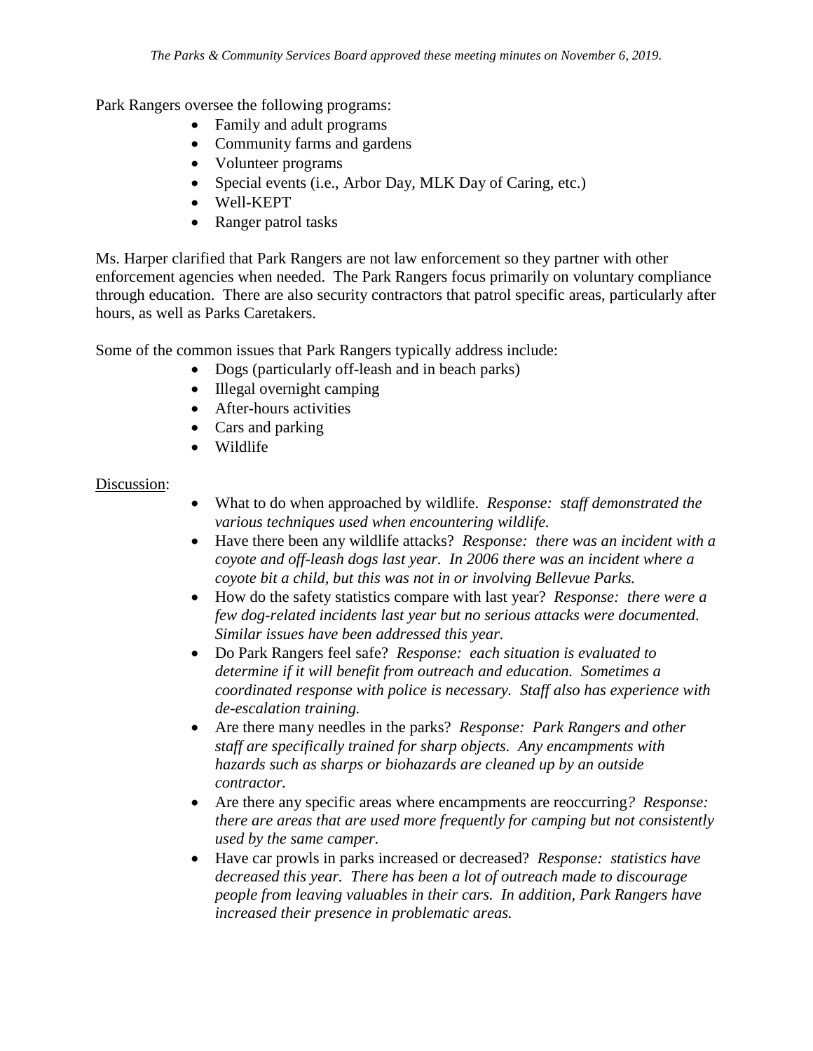Park Rangers oversee the following programs:

- Family and adult programs
- Community farms and gardens
- Volunteer programs
- Special events (i.e., Arbor Day, MLK Day of Caring, etc.)
- Well-KEPT
- Ranger patrol tasks

Ms. Harper clarified that Park Rangers are not law enforcement so they partner with other enforcement agencies when needed. The Park Rangers focus primarily on voluntary compliance through education. There are also security contractors that patrol specific areas, particularly after hours, as well as Parks Caretakers.

Some of the common issues that Park Rangers typically address include:

- Dogs (particularly off-leash and in beach parks)
- Illegal overnight camping
- After-hours activities
- Cars and parking
- Wildlife

Discussion:

- What to do when approached by wildlife. *Response: staff demonstrated the various techniques used when encountering wildlife.*
- Have there been any wildlife attacks? *Response: there was an incident with a coyote and off-leash dogs last year. In 2006 there was an incident where a coyote bit a child, but this was not in or involving Bellevue Parks.*
- How do the safety statistics compare with last year? *Response: there were a few dog-related incidents last year but no serious attacks were documented. Similar issues have been addressed this year.*
- Do Park Rangers feel safe? *Response: each situation is evaluated to determine if it will benefit from outreach and education. Sometimes a coordinated response with police is necessary. Staff also has experience with de-escalation training.*
- Are there many needles in the parks? *Response: Park Rangers and other staff are specifically trained for sharp objects. Any encampments with hazards such as sharps or biohazards are cleaned up by an outside contractor.*
- Are there any specific areas where encampments are reoccurring? *Response: there are areas that are used more frequently for camping but not consistently used by the same camper.*
- Have car prowls in parks increased or decreased? *Response: statistics have decreased this year. There has been a lot of outreach made to discourage people from leaving valuables in their cars. In addition, Park Rangers have increased their presence in problematic areas.*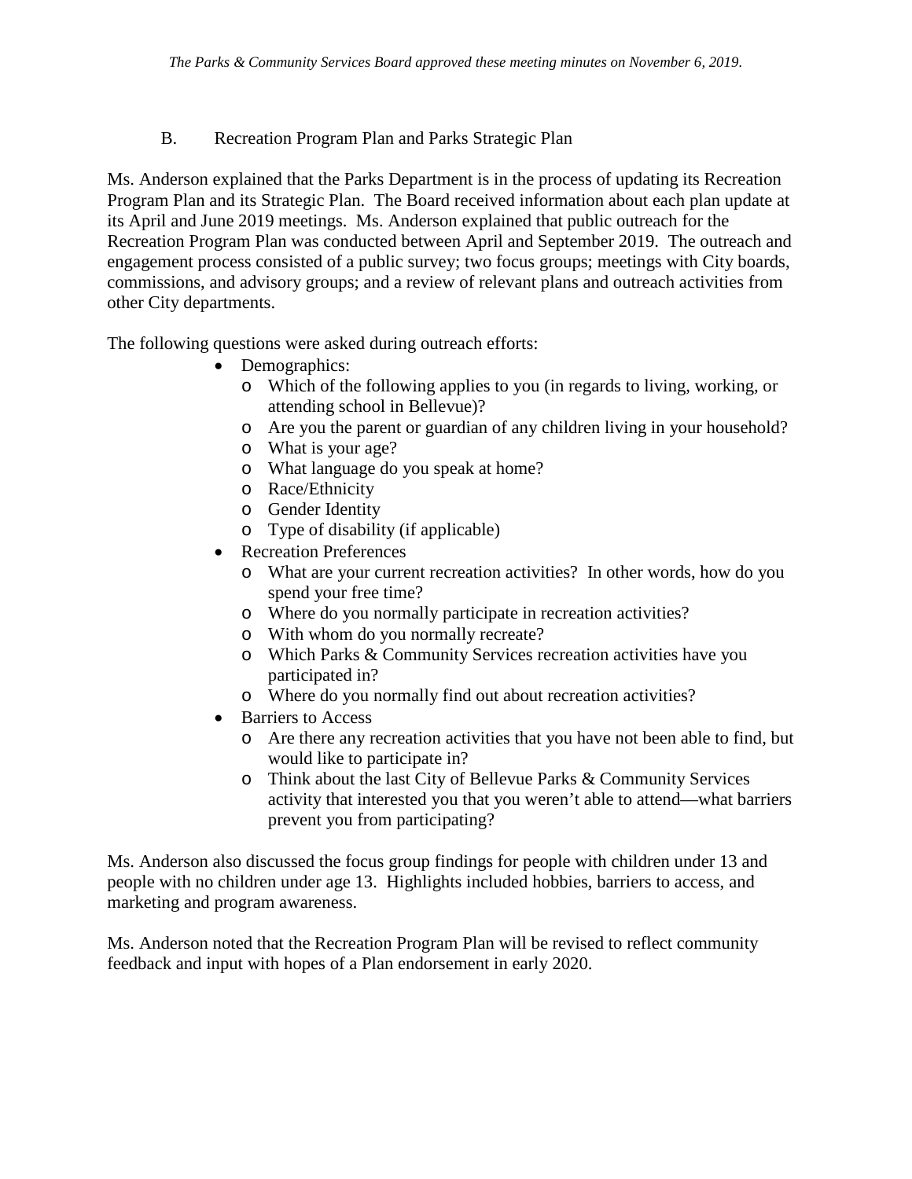*The Parks & Community Services Board approved these meeting minutes on November 6, 2019.*

B. Recreation Program Plan and Parks Strategic Plan

Ms. Anderson explained that the Parks Department is in the process of updating its Recreation Program Plan and its Strategic Plan. The Board received information about each plan update at its April and June 2019 meetings. Ms. Anderson explained that public outreach for the Recreation Program Plan was conducted between April and September 2019. The outreach and engagement process consisted of a public survey; two focus groups; meetings with City boards, commissions, and advisory groups; and a review of relevant plans and outreach activities from other City departments.

The following questions were asked during outreach efforts:

- Demographics:
  - Which of the following applies to you (in regards to living, working, or attending school in Bellevue)?
  - Are you the parent or guardian of any children living in your household?
  - What is your age?
  - What language do you speak at home?
  - Race/Ethnicity
  - Gender Identity
  - Type of disability (if applicable)
- Recreation Preferences
  - What are your current recreation activities? In other words, how do you spend your free time?
  - Where do you normally participate in recreation activities?
  - With whom do you normally recreate?
  - Which Parks & Community Services recreation activities have you participated in?
  - Where do you normally find out about recreation activities?
- Barriers to Access
  - Are there any recreation activities that you have not been able to find, but would like to participate in?
  - Think about the last City of Bellevue Parks & Community Services activity that interested you that you weren't able to attend—what barriers prevent you from participating?

Ms. Anderson also discussed the focus group findings for people with children under 13 and people with no children under age 13. Highlights included hobbies, barriers to access, and marketing and program awareness.

Ms. Anderson noted that the Recreation Program Plan will be revised to reflect community feedback and input with hopes of a Plan endorsement in early 2020.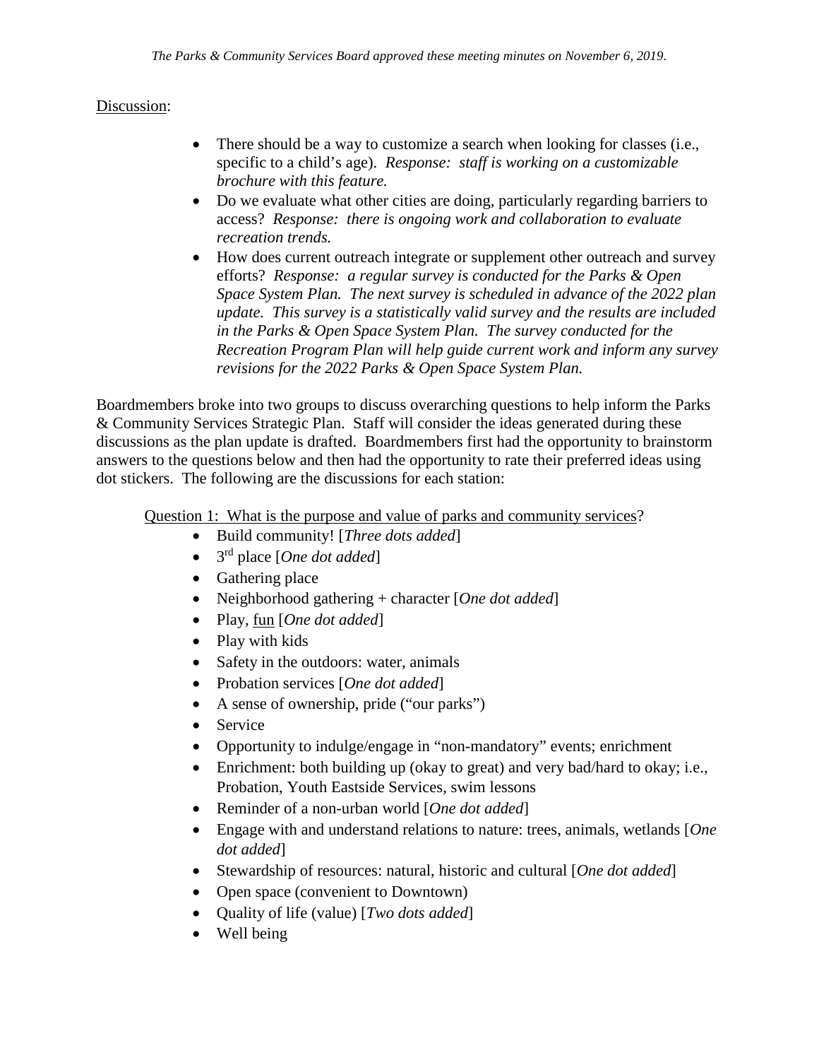Discussion:

- There should be a way to customize a search when looking for classes (i.e., specific to a child's age). *Response: staff is working on a customizable brochure with this feature.*
- Do we evaluate what other cities are doing, particularly regarding barriers to access? *Response: there is ongoing work and collaboration to evaluate recreation trends.*
- How does current outreach integrate or supplement other outreach and survey efforts? *Response: a regular survey is conducted for the Parks & Open Space System Plan. The next survey is scheduled in advance of the 2022 plan update. This survey is a statistically valid survey and the results are included in the Parks & Open Space System Plan. The survey conducted for the Recreation Program Plan will help guide current work and inform any survey revisions for the 2022 Parks & Open Space System Plan.*

Boardmembers broke into two groups to discuss overarching questions to help inform the Parks & Community Services Strategic Plan. Staff will consider the ideas generated during these discussions as the plan update is drafted. Boardmembers first had the opportunity to brainstorm answers to the questions below and then had the opportunity to rate their preferred ideas using dot stickers. The following are the discussions for each station:

Question 1: What is the purpose and value of parks and community services?

- Build community! [*Three dots added*]
- 3rd place [*One dot added*]
- Gathering place
- Neighborhood gathering + character [*One dot added*]
- Play, fun [*One dot added*]
- Play with kids
- Safety in the outdoors: water, animals
- Probation services [*One dot added*]
- A sense of ownership, pride ("our parks")
- Service
- Opportunity to indulge/engage in "non-mandatory" events; enrichment
- Enrichment: both building up (okay to great) and very bad/hard to okay; i.e., Probation, Youth Eastside Services, swim lessons
- Reminder of a non-urban world [*One dot added*]
- Engage with and understand relations to nature: trees, animals, wetlands [*One dot added*]
- Stewardship of resources: natural, historic and cultural [*One dot added*]
- Open space (convenient to Downtown)
- Quality of life (value) [*Two dots added*]
- Well being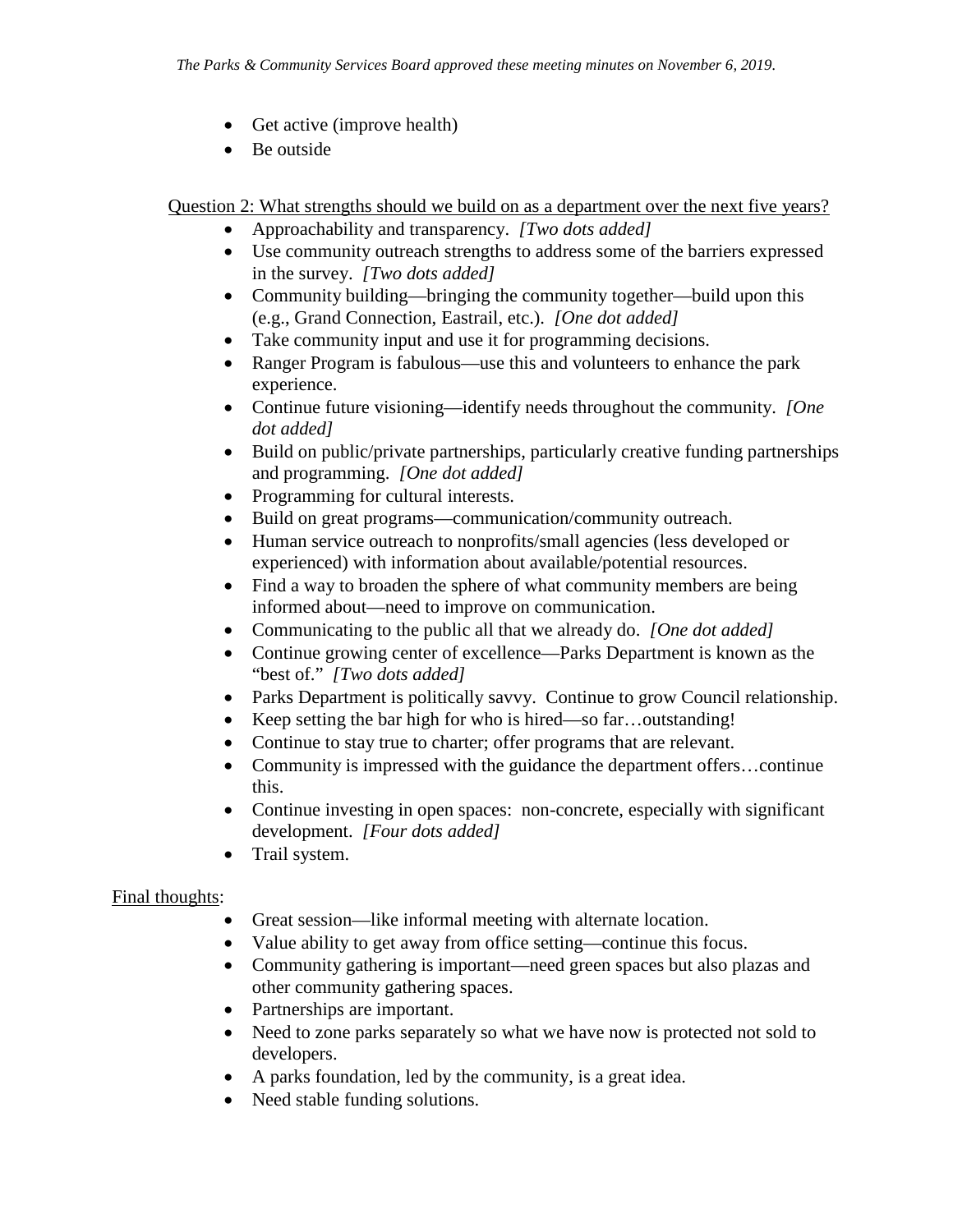- Get active (improve health)
- Be outside

Question 2: What strengths should we build on as a department over the next five years?

- Approachability and transparency. *[Two dots added]*
- Use community outreach strengths to address some of the barriers expressed in the survey. *[Two dots added]*
- Community building—bringing the community together—build upon this (e.g., Grand Connection, Eastrail, etc.). *[One dot added]*
- Take community input and use it for programming decisions.
- Ranger Program is fabulous—use this and volunteers to enhance the park experience.
- Continue future visioning—identify needs throughout the community. *[One dot added]*
- Build on public/private partnerships, particularly creative funding partnerships and programming. *[One dot added]*
- Programming for cultural interests.
- Build on great programs—communication/community outreach.
- Human service outreach to nonprofits/small agencies (less developed or experienced) with information about available/potential resources.
- Find a way to broaden the sphere of what community members are being informed about—need to improve on communication.
- Communicating to the public all that we already do. *[One dot added]*
- Continue growing center of excellence—Parks Department is known as the "best of." *[Two dots added]*
- Parks Department is politically savvy. Continue to grow Council relationship.
- Keep setting the bar high for who is hired—so far…outstanding!
- Continue to stay true to charter; offer programs that are relevant.
- Community is impressed with the guidance the department offers…continue this.
- Continue investing in open spaces: non-concrete, especially with significant development. *[Four dots added]*
- Trail system.

Final thoughts:

- Great session—like informal meeting with alternate location.
- Value ability to get away from office setting—continue this focus.
- Community gathering is important—need green spaces but also plazas and other community gathering spaces.
- Partnerships are important.
- Need to zone parks separately so what we have now is protected not sold to developers.
- A parks foundation, led by the community, is a great idea.
- Need stable funding solutions.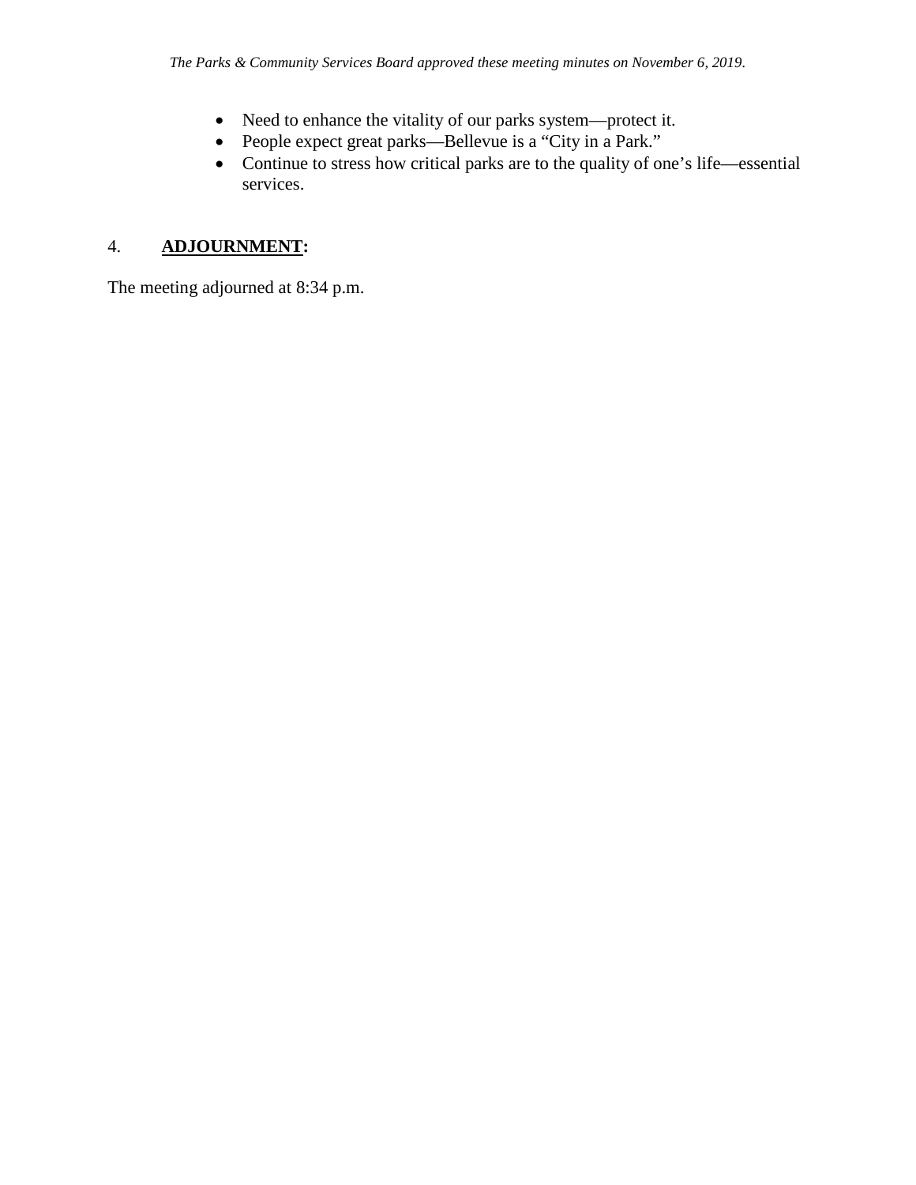- Need to enhance the vitality of our parks system—protect it.
- People expect great parks—Bellevue is a "City in a Park."
- Continue to stress how critical parks are to the quality of one's life—essential services.

4. **ADJOURNMENT:**

The meeting adjourned at 8:34 p.m.